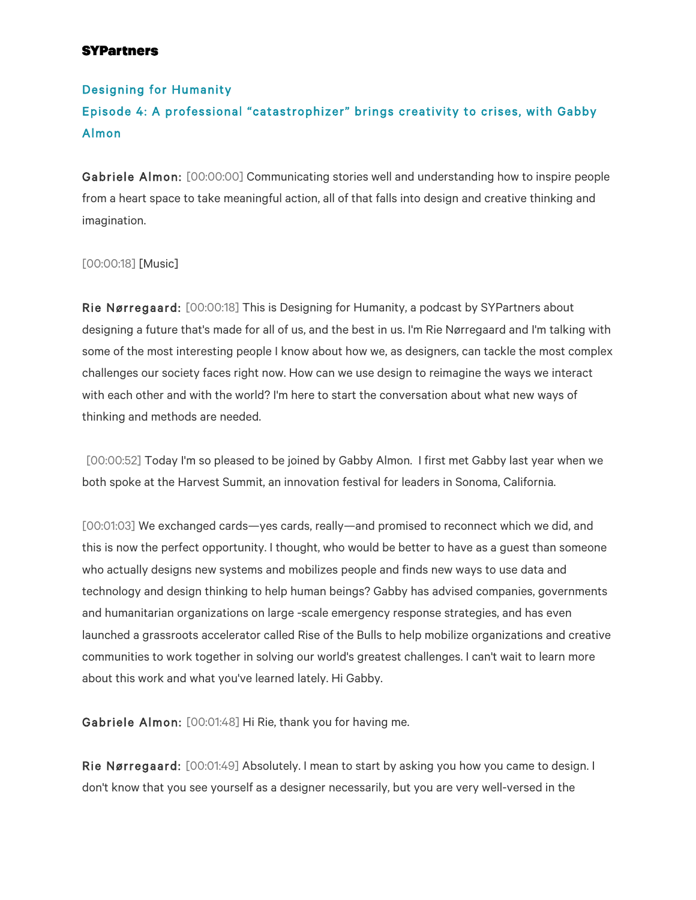**SYPartners**

## Designing for Humanity

## Episode 4: A professional “catastrophizer” brings creativity to crises, with Gabby Almon

**Gabriele Almon:** [00:00:00] Communicating stories well and understanding how to inspire people from a heart space to take meaningful action, all of that falls into design and creative thinking and imagination.

[00:00:18] [Music]

**Rie Nørregaard:** [00:00:18] This is Designing for Humanity, a podcast by SYPartners about designing a future that's made for all of us, and the best in us. I'm Rie Nørregaard and I'm talking with some of the most interesting people I know about how we, as designers, can tackle the most complex challenges our society faces right now. How can we use design to reimagine the ways we interact with each other and with the world? I'm here to start the conversation about what new ways of thinking and methods are needed.

[00:00:52] Today I'm so pleased to be joined by Gabby Almon. I first met Gabby last year when we both spoke at the Harvest Summit, an innovation festival for leaders in Sonoma, California.

[00:01:03] We exchanged cards—yes cards, really—and promised to reconnect which we did, and this is now the perfect opportunity. I thought, who would be better to have as a guest than someone who actually designs new systems and mobilizes people and finds new ways to use data and technology and design thinking to help human beings? Gabby has advised companies, governments and humanitarian organizations on large -scale emergency response strategies, and has even launched a grassroots accelerator called Rise of the Bulls to help mobilize organizations and creative communities to work together in solving our world's greatest challenges. I can't wait to learn more about this work and what you've learned lately. Hi Gabby.

**Gabriele Almon:** [00:01:48] Hi Rie, thank you for having me.

**Rie Nørregaard:** [00:01:49] Absolutely. I mean to start by asking you how you came to design. I don't know that you see yourself as a designer necessarily, but you are very well-versed in the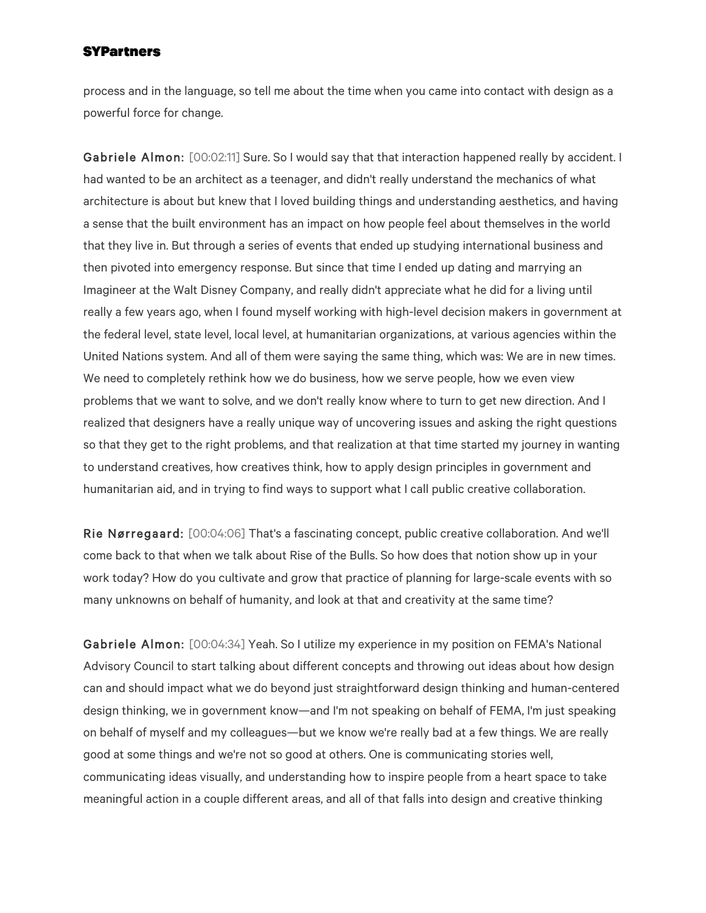process and in the language, so tell me about the time when you came into contact with design as a powerful force for change.

**Gabriele Almon:** [00:02:11] Sure. So I would say that that interaction happened really by accident. I had wanted to be an architect as a teenager, and didn't really understand the mechanics of what architecture is about but knew that I loved building things and understanding aesthetics, and having a sense that the built environment has an impact on how people feel about themselves in the world that they live in. But through a series of events that ended up studying international business and then pivoted into emergency response. But since that time I ended up dating and marrying an Imagineer at the Walt Disney Company, and really didn't appreciate what he did for a living until really a few years ago, when I found myself working with high-level decision makers in government at the federal level, state level, local level, at humanitarian organizations, at various agencies within the United Nations system. And all of them were saying the same thing, which was: We are in new times. We need to completely rethink how we do business, how we serve people, how we even view problems that we want to solve, and we don't really know where to turn to get new direction. And I realized that designers have a really unique way of uncovering issues and asking the right questions so that they get to the right problems, and that realization at that time started my journey in wanting to understand creatives, how creatives think, how to apply design principles in government and humanitarian aid, and in trying to find ways to support what I call public creative collaboration.

**Rie Nørregaard:** [00:04:06] That's a fascinating concept, public creative collaboration. And we'll come back to that when we talk about Rise of the Bulls. So how does that notion show up in your work today? How do you cultivate and grow that practice of planning for large-scale events with so many unknowns on behalf of humanity, and look at that and creativity at the same time?

**Gabriele Almon:** [00:04:34] Yeah. So I utilize my experience in my position on FEMA's National Advisory Council to start talking about different concepts and throwing out ideas about how design can and should impact what we do beyond just straightforward design thinking and human-centered design thinking, we in government know—and I'm not speaking on behalf of FEMA, I'm just speaking on behalf of myself and my colleagues—but we know we're really bad at a few things. We are really good at some things and we're not so good at others. One is communicating stories well, communicating ideas visually, and understanding how to inspire people from a heart space to take meaningful action in a couple different areas, and all of that falls into design and creative thinking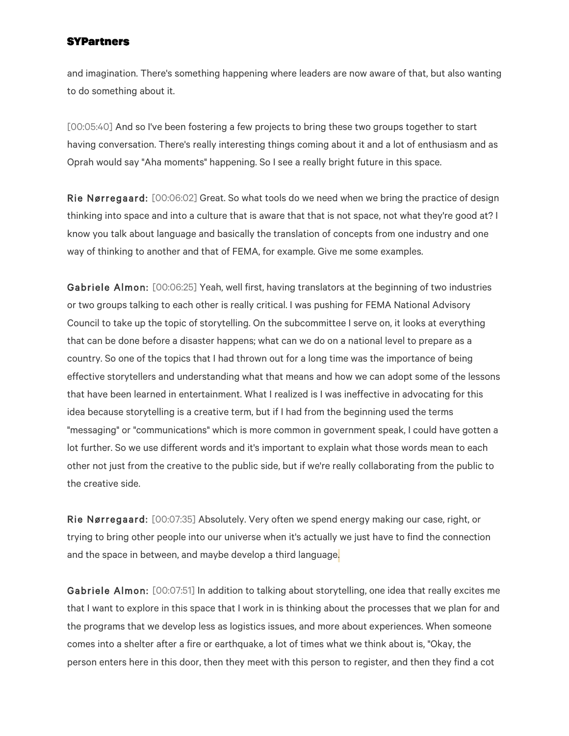and imagination. There's something happening where leaders are now aware of that, but also wanting to do something about it.

[00:05:40] And so I've been fostering a few projects to bring these two groups together to start having conversation. There's really interesting things coming about it and a lot of enthusiasm and as Oprah would say "Aha moments" happening. So I see a really bright future in this space.

**Rie Nørregaard:** [00:06:02] Great. So what tools do we need when we bring the practice of design thinking into space and into a culture that is aware that that is not space, not what they're good at? I know you talk about language and basically the translation of concepts from one industry and one way of thinking to another and that of FEMA, for example. Give me some examples.

**Gabriele Almon:** [00:06:25] Yeah, well first, having translators at the beginning of two industries or two groups talking to each other is really critical. I was pushing for FEMA National Advisory Council to take up the topic of storytelling. On the subcommittee I serve on, it looks at everything that can be done before a disaster happens; what can we do on a national level to prepare as a country. So one of the topics that I had thrown out for a long time was the importance of being effective storytellers and understanding what that means and how we can adopt some of the lessons that have been learned in entertainment. What I realized is I was ineffective in advocating for this idea because storytelling is a creative term, but if I had from the beginning used the terms "messaging" or "communications" which is more common in government speak, I could have gotten a lot further. So we use different words and it's important to explain what those words mean to each other not just from the creative to the public side, but if we're really collaborating from the public to the creative side.

**Rie Nørregaard:** [00:07:35] Absolutely. Very often we spend energy making our case, right, or trying to bring other people into our universe when it's actually we just have to find the connection and the space in between, and maybe develop a third language.

**Gabriele Almon:** [00:07:51] In addition to talking about storytelling, one idea that really excites me that I want to explore in this space that I work in is thinking about the processes that we plan for and the programs that we develop less as logistics issues, and more about experiences. When someone comes into a shelter after a fire or earthquake, a lot of times what we think about is, "Okay, the person enters here in this door, then they meet with this person to register, and then they find a cot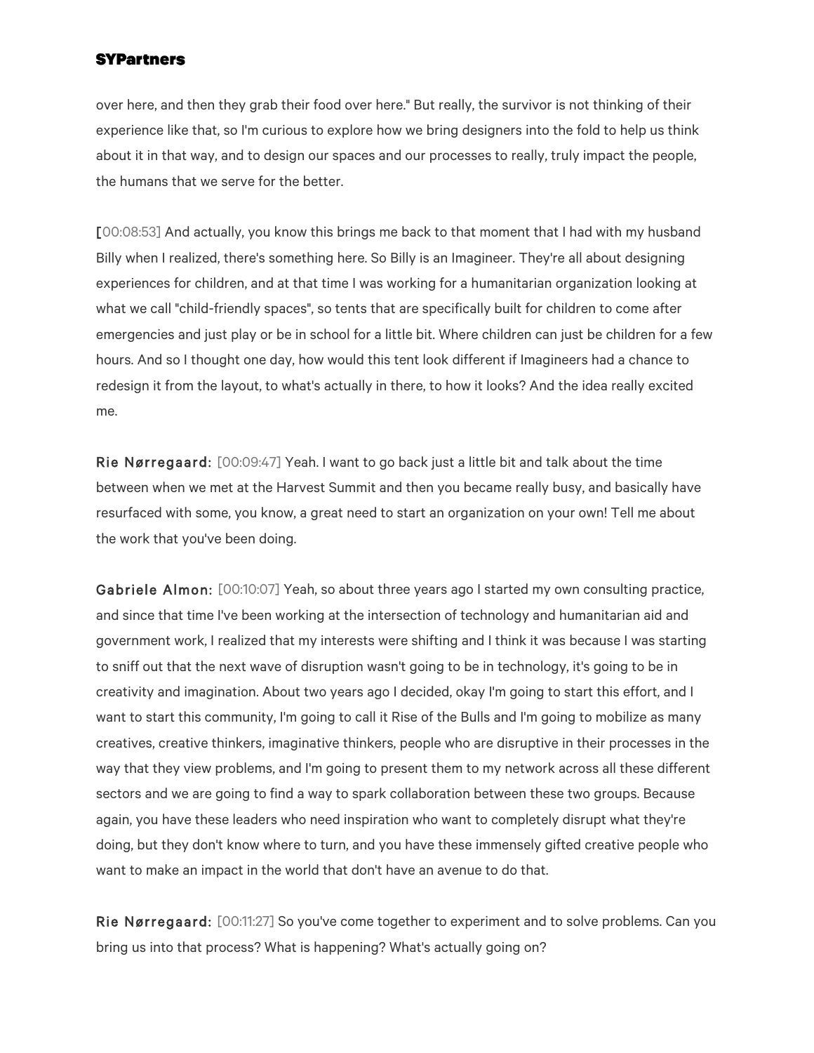over here, and then they grab their food over here." But really, the survivor is not thinking of their experience like that, so I'm curious to explore how we bring designers into the fold to help us think about it in that way, and to design our spaces and our processes to really, truly impact the people, the humans that we serve for the better.

[00:08:53] And actually, you know this brings me back to that moment that I had with my husband Billy when I realized, there's something here. So Billy is an Imagineer. They're all about designing experiences for children, and at that time I was working for a humanitarian organization looking at what we call "child-friendly spaces", so tents that are specifically built for children to come after emergencies and just play or be in school for a little bit. Where children can just be children for a few hours. And so I thought one day, how would this tent look different if Imagineers had a chance to redesign it from the layout, to what's actually in there, to how it looks? And the idea really excited me.

**Rie Nørregaard:** [00:09:47] Yeah. I want to go back just a little bit and talk about the time between when we met at the Harvest Summit and then you became really busy, and basically have resurfaced with some, you know, a great need to start an organization on your own! Tell me about the work that you've been doing.

**Gabriele Almon:** [00:10:07] Yeah, so about three years ago I started my own consulting practice, and since that time I've been working at the intersection of technology and humanitarian aid and government work, I realized that my interests were shifting and I think it was because I was starting to sniff out that the next wave of disruption wasn't going to be in technology, it's going to be in creativity and imagination. About two years ago I decided, okay I'm going to start this effort, and I want to start this community, I'm going to call it Rise of the Bulls and I'm going to mobilize as many creatives, creative thinkers, imaginative thinkers, people who are disruptive in their processes in the way that they view problems, and I'm going to present them to my network across all these different sectors and we are going to find a way to spark collaboration between these two groups. Because again, you have these leaders who need inspiration who want to completely disrupt what they're doing, but they don't know where to turn, and you have these immensely gifted creative people who want to make an impact in the world that don't have an avenue to do that.

**Rie Nørregaard:** [00:11:27] So you've come together to experiment and to solve problems. Can you bring us into that process? What is happening? What's actually going on?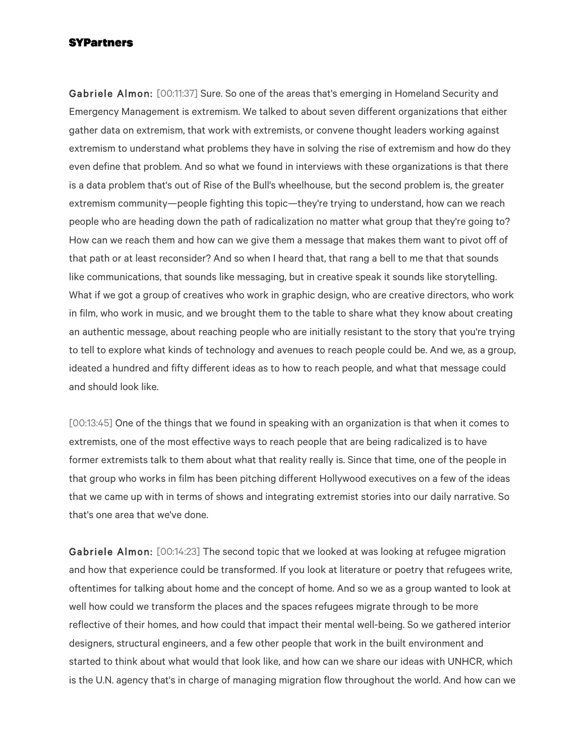**Gabriele Almon:** [00:11:37] Sure. So one of the areas that's emerging in Homeland Security and Emergency Management is extremism. We talked to about seven different organizations that either gather data on extremism, that work with extremists, or convene thought leaders working against extremism to understand what problems they have in solving the rise of extremism and how do they even define that problem. And so what we found in interviews with these organizations is that there is a data problem that's out of Rise of the Bull's wheelhouse, but the second problem is, the greater extremism community—people fighting this topic—they're trying to understand, how can we reach people who are heading down the path of radicalization no matter what group that they're going to? How can we reach them and how can we give them a message that makes them want to pivot off of that path or at least reconsider? And so when I heard that, that rang a bell to me that that sounds like communications, that sounds like messaging, but in creative speak it sounds like storytelling. What if we got a group of creatives who work in graphic design, who are creative directors, who work in film, who work in music, and we brought them to the table to share what they know about creating an authentic message, about reaching people who are initially resistant to the story that you're trying to tell to explore what kinds of technology and avenues to reach people could be. And we, as a group, ideated a hundred and fifty different ideas as to how to reach people, and what that message could and should look like.

[00:13:45] One of the things that we found in speaking with an organization is that when it comes to extremists, one of the most effective ways to reach people that are being radicalized is to have former extremists talk to them about what that reality really is. Since that time, one of the people in that group who works in film has been pitching different Hollywood executives on a few of the ideas that we came up with in terms of shows and integrating extremist stories into our daily narrative. So that's one area that we've done.

**Gabriele Almon:** [00:14:23] The second topic that we looked at was looking at refugee migration and how that experience could be transformed. If you look at literature or poetry that refugees write, oftentimes for talking about home and the concept of home. And so we as a group wanted to look at well how could we transform the places and the spaces refugees migrate through to be more reflective of their homes, and how could that impact their mental well-being. So we gathered interior designers, structural engineers, and a few other people that work in the built environment and started to think about what would that look like, and how can we share our ideas with UNHCR, which is the U.N. agency that's in charge of managing migration flow throughout the world. And how can we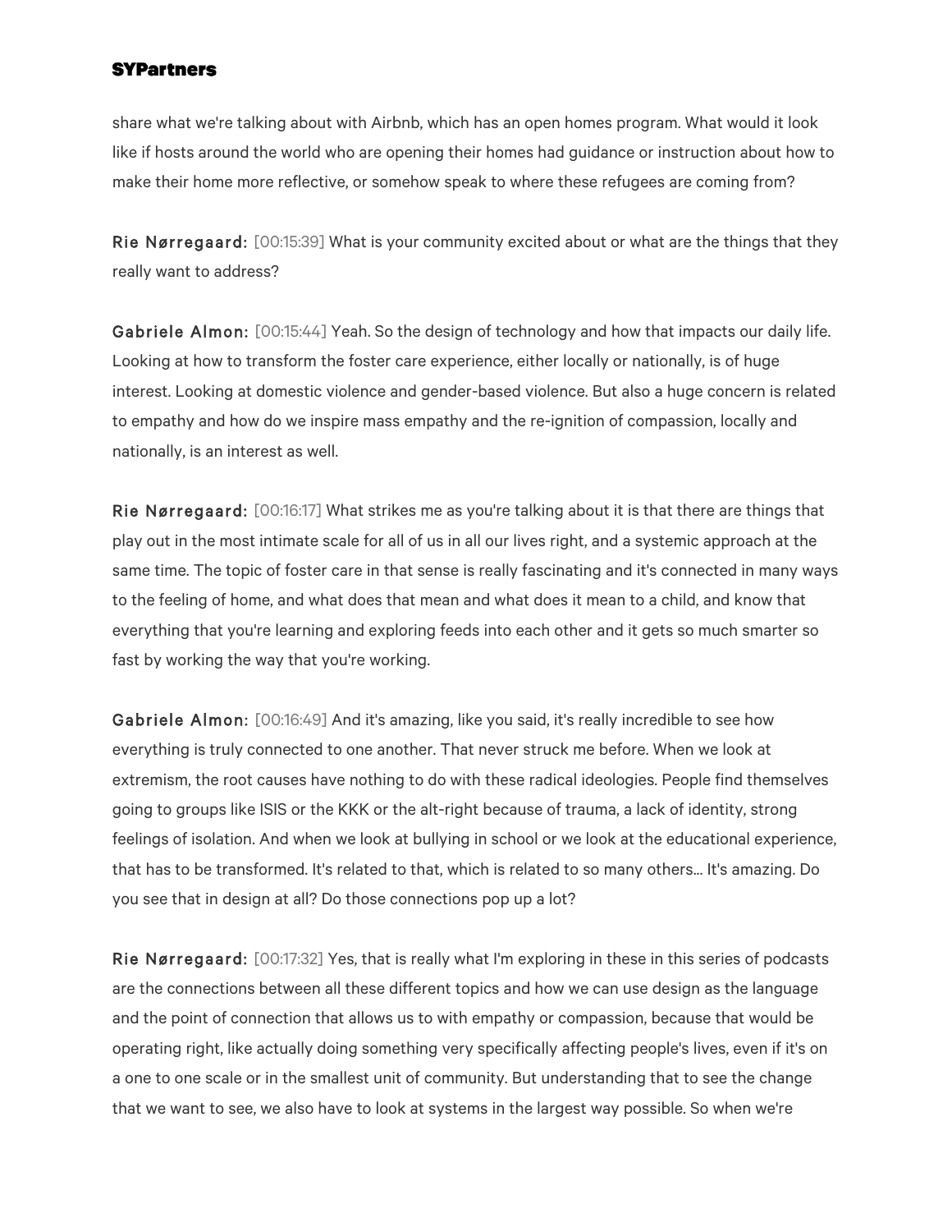share what we're talking about with Airbnb, which has an open homes program. What would it look like if hosts around the world who are opening their homes had guidance or instruction about how to make their home more reflective, or somehow speak to where these refugees are coming from?

**Rie Nørregaard:** [00:15:39] What is your community excited about or what are the things that they really want to address?

**Gabriele Almon:** [00:15:44] Yeah. So the design of technology and how that impacts our daily life. Looking at how to transform the foster care experience, either locally or nationally, is of huge interest. Looking at domestic violence and gender-based violence. But also a huge concern is related to empathy and how do we inspire mass empathy and the re-ignition of compassion, locally and nationally, is an interest as well.

**Rie Nørregaard:** [00:16:17] What strikes me as you're talking about it is that there are things that play out in the most intimate scale for all of us in all our lives right, and a systemic approach at the same time. The topic of foster care in that sense is really fascinating and it's connected in many ways to the feeling of home, and what does that mean and what does it mean to a child, and know that everything that you're learning and exploring feeds into each other and it gets so much smarter so fast by working the way that you're working.

**Gabriele Almon:** [00:16:49] And it's amazing, like you said, it's really incredible to see how everything is truly connected to one another. That never struck me before. When we look at extremism, the root causes have nothing to do with these radical ideologies. People find themselves going to groups like ISIS or the KKK or the alt-right because of trauma, a lack of identity, strong feelings of isolation. And when we look at bullying in school or we look at the educational experience, that has to be transformed. It's related to that, which is related to so many others... It's amazing. Do you see that in design at all? Do those connections pop up a lot?

**Rie Nørregaard:** [00:17:32] Yes, that is really what I'm exploring in these in this series of podcasts are the connections between all these different topics and how we can use design as the language and the point of connection that allows us to with empathy or compassion, because that would be operating right, like actually doing something very specifically affecting people's lives, even if it's on a one to one scale or in the smallest unit of community. But understanding that to see the change that we want to see, we also have to look at systems in the largest way possible. So when we're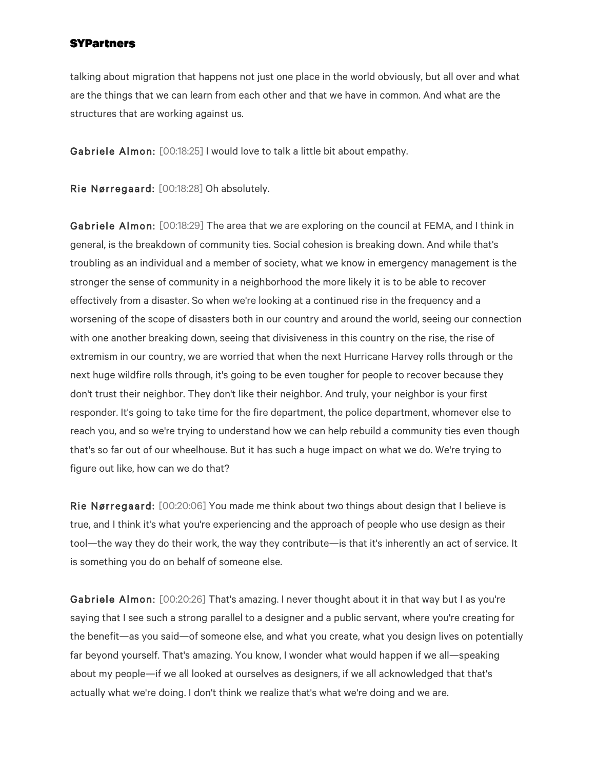talking about migration that happens not just one place in the world obviously, but all over and what are the things that we can learn from each other and that we have in common. And what are the structures that are working against us.

**Gabriele Almon:** [00:18:25] I would love to talk a little bit about empathy.

**Rie Nørregaard:** [00:18:28] Oh absolutely.

**Gabriele Almon:** [00:18:29] The area that we are exploring on the council at FEMA, and I think in general, is the breakdown of community ties. Social cohesion is breaking down. And while that's troubling as an individual and a member of society, what we know in emergency management is the stronger the sense of community in a neighborhood the more likely it is to be able to recover effectively from a disaster. So when we're looking at a continued rise in the frequency and a worsening of the scope of disasters both in our country and around the world, seeing our connection with one another breaking down, seeing that divisiveness in this country on the rise, the rise of extremism in our country, we are worried that when the next Hurricane Harvey rolls through or the next huge wildfire rolls through, it's going to be even tougher for people to recover because they don't trust their neighbor. They don't like their neighbor. And truly, your neighbor is your first responder. It's going to take time for the fire department, the police department, whomever else to reach you, and so we're trying to understand how we can help rebuild a community ties even though that's so far out of our wheelhouse. But it has such a huge impact on what we do. We're trying to figure out like, how can we do that?

**Rie Nørregaard:** [00:20:06] You made me think about two things about design that I believe is true, and I think it's what you're experiencing and the approach of people who use design as their tool—the way they do their work, the way they contribute—is that it's inherently an act of service. It is something you do on behalf of someone else.

**Gabriele Almon:** [00:20:26] That's amazing. I never thought about it in that way but I as you're saying that I see such a strong parallel to a designer and a public servant, where you're creating for the benefit—as you said—of someone else, and what you create, what you design lives on potentially far beyond yourself. That's amazing. You know, I wonder what would happen if we all—speaking about my people—if we all looked at ourselves as designers, if we all acknowledged that that's actually what we're doing. I don't think we realize that's what we're doing and we are.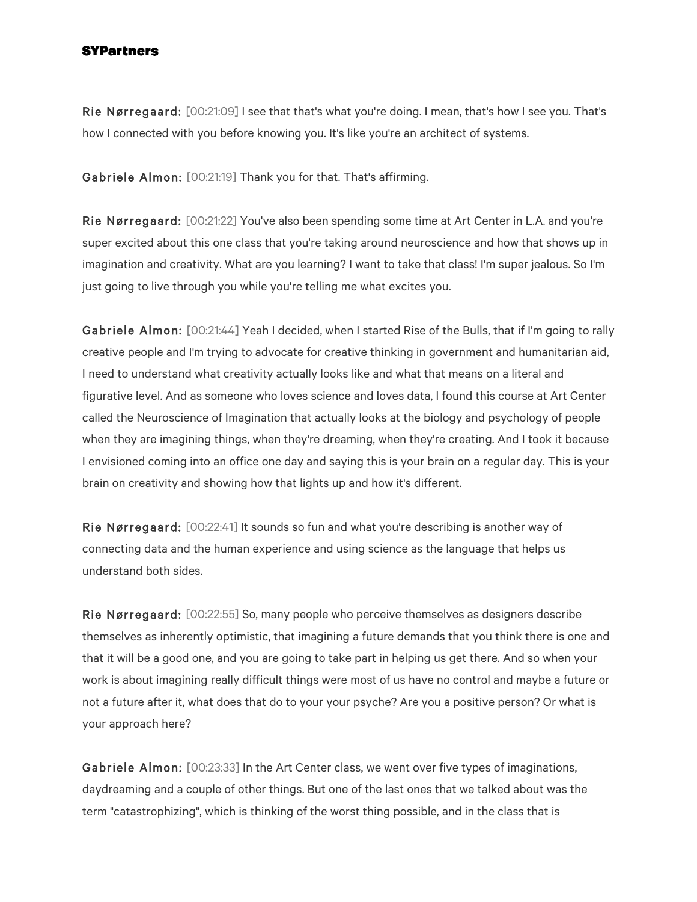**Rie Nørregaard:** [00:21:09] I see that that's what you're doing. I mean, that's how I see you. That's how I connected with you before knowing you. It's like you're an architect of systems.

**Gabriele Almon:** [00:21:19] Thank you for that. That's affirming.

**Rie Nørregaard:** [00:21:22] You've also been spending some time at Art Center in L.A. and you're super excited about this one class that you're taking around neuroscience and how that shows up in imagination and creativity. What are you learning? I want to take that class! I'm super jealous. So I'm just going to live through you while you're telling me what excites you.

**Gabriele Almon:** [00:21:44] Yeah I decided, when I started Rise of the Bulls, that if I'm going to rally creative people and I'm trying to advocate for creative thinking in government and humanitarian aid, I need to understand what creativity actually looks like and what that means on a literal and figurative level. And as someone who loves science and loves data, I found this course at Art Center called the Neuroscience of Imagination that actually looks at the biology and psychology of people when they are imagining things, when they're dreaming, when they're creating. And I took it because I envisioned coming into an office one day and saying this is your brain on a regular day. This is your brain on creativity and showing how that lights up and how it's different.

**Rie Nørregaard:** [00:22:41] It sounds so fun and what you're describing is another way of connecting data and the human experience and using science as the language that helps us understand both sides.

**Rie Nørregaard:** [00:22:55] So, many people who perceive themselves as designers describe themselves as inherently optimistic, that imagining a future demands that you think there is one and that it will be a good one, and you are going to take part in helping us get there. And so when your work is about imagining really difficult things were most of us have no control and maybe a future or not a future after it, what does that do to your your psyche? Are you a positive person? Or what is your approach here?

**Gabriele Almon:** [00:23:33] In the Art Center class, we went over five types of imaginations, daydreaming and a couple of other things. But one of the last ones that we talked about was the term "catastrophizing", which is thinking of the worst thing possible, and in the class that is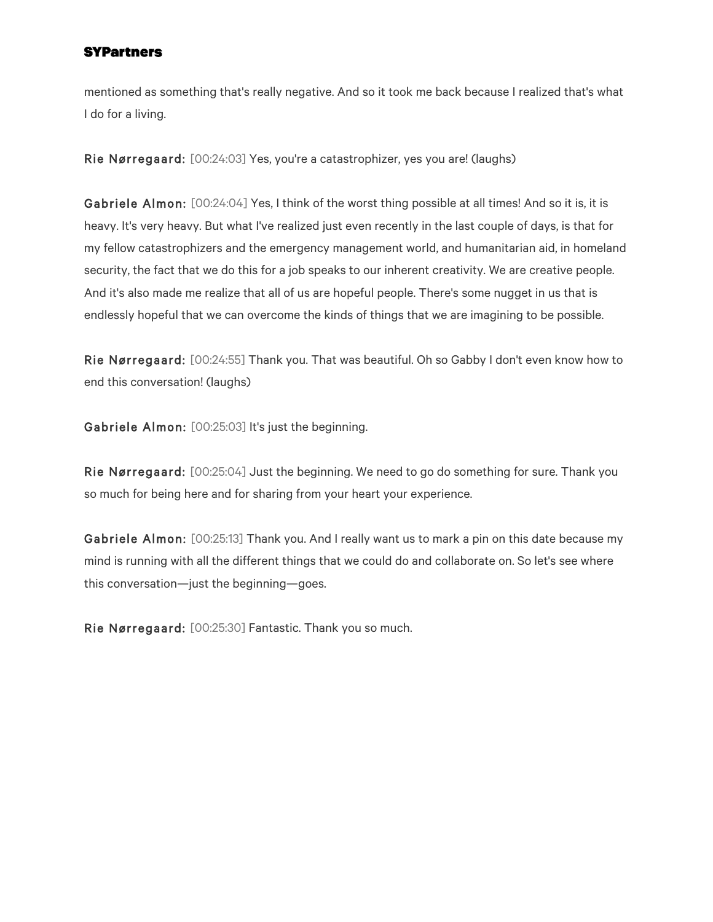mentioned as something that's really negative. And so it took me back because I realized that's what I do for a living.

**Rie Nørregaard:** [00:24:03] Yes, you're a catastrophizer, yes you are! (laughs)

**Gabriele Almon:** [00:24:04] Yes, I think of the worst thing possible at all times! And so it is, it is heavy. It's very heavy. But what I've realized just even recently in the last couple of days, is that for my fellow catastrophizers and the emergency management world, and humanitarian aid, in homeland security, the fact that we do this for a job speaks to our inherent creativity. We are creative people. And it's also made me realize that all of us are hopeful people. There's some nugget in us that is endlessly hopeful that we can overcome the kinds of things that we are imagining to be possible.

**Rie Nørregaard:** [00:24:55] Thank you. That was beautiful. Oh so Gabby I don't even know how to end this conversation! (laughs)

**Gabriele Almon:** [00:25:03] It's just the beginning.

**Rie Nørregaard:** [00:25:04] Just the beginning. We need to go do something for sure. Thank you so much for being here and for sharing from your heart your experience.

**Gabriele Almon:** [00:25:13] Thank you. And I really want us to mark a pin on this date because my mind is running with all the different things that we could do and collaborate on. So let's see where this conversation—just the beginning—goes.

**Rie Nørregaard:** [00:25:30] Fantastic. Thank you so much.